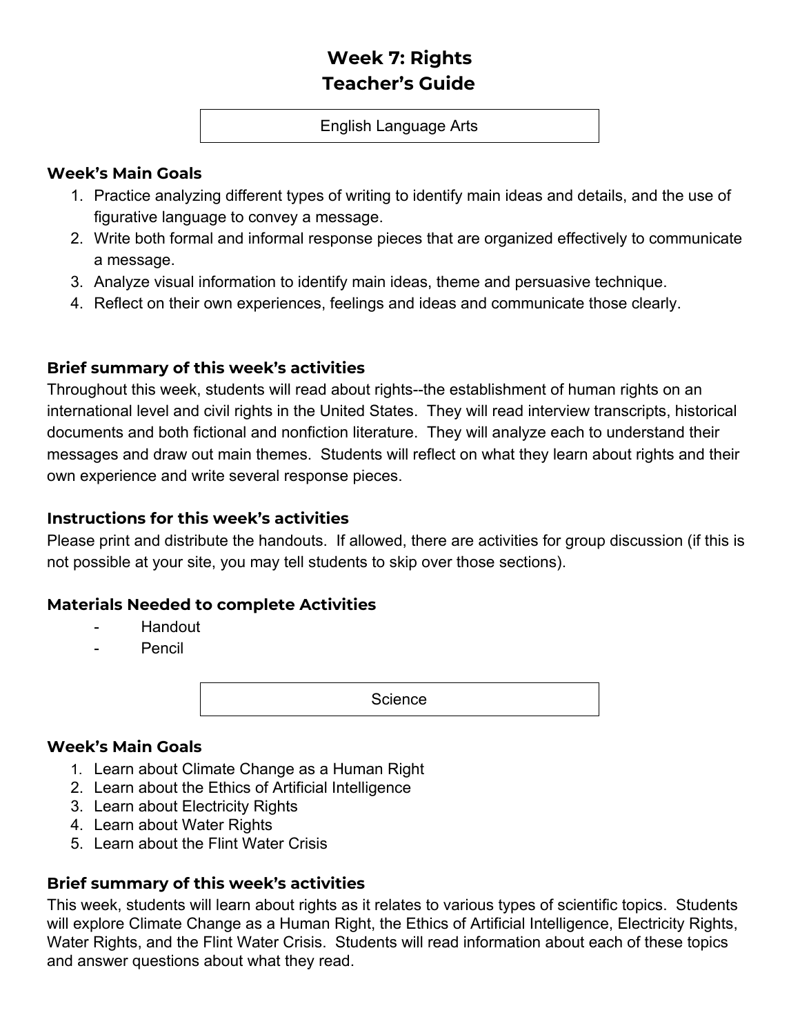# Week 7: Rights
# Teacher's Guide

English Language Arts

### Week's Main Goals

1. Practice analyzing different types of writing to identify main ideas and details, and the use of figurative language to convey a message.
2. Write both formal and informal response pieces that are organized effectively to communicate a message.
3. Analyze visual information to identify main ideas, theme and persuasive technique.
4. Reflect on their own experiences, feelings and ideas and communicate those clearly.

### Brief summary of this week's activities

Throughout this week, students will read about rights--the establishment of human rights on an international level and civil rights in the United States. They will read interview transcripts, historical documents and both fictional and nonfiction literature. They will analyze each to understand their messages and draw out main themes. Students will reflect on what they learn about rights and their own experience and write several response pieces.

### Instructions for this week's activities

Please print and distribute the handouts. If allowed, there are activities for group discussion (if this is not possible at your site, you may tell students to skip over those sections).

### Materials Needed to complete Activities

- Handout
- Pencil

Science

### Week's Main Goals

1. Learn about Climate Change as a Human Right
2. Learn about the Ethics of Artificial Intelligence
3. Learn about Electricity Rights
4. Learn about Water Rights
5. Learn about the Flint Water Crisis

### Brief summary of this week's activities

This week, students will learn about rights as it relates to various types of scientific topics. Students will explore Climate Change as a Human Right, the Ethics of Artificial Intelligence, Electricity Rights, Water Rights, and the Flint Water Crisis. Students will read information about each of these topics and answer questions about what they read.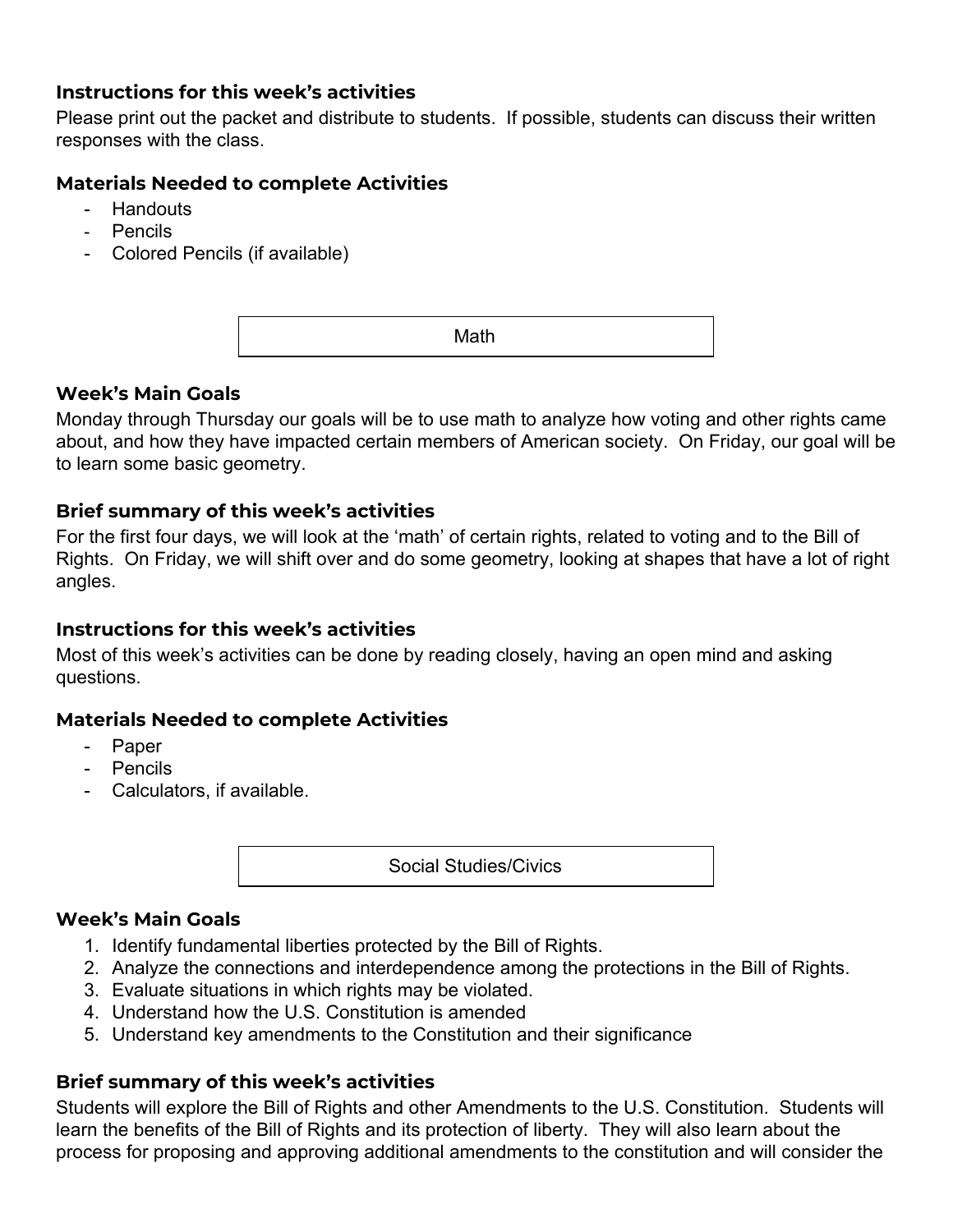### Instructions for this week's activities

Please print out the packet and distribute to students. If possible, students can discuss their written responses with the class.

### Materials Needed to complete Activities

- Handouts
- Pencils
- Colored Pencils (if available)

## Math

### Week's Main Goals

Monday through Thursday our goals will be to use math to analyze how voting and other rights came about, and how they have impacted certain members of American society. On Friday, our goal will be to learn some basic geometry.

### Brief summary of this week's activities

For the first four days, we will look at the 'math' of certain rights, related to voting and to the Bill of Rights. On Friday, we will shift over and do some geometry, looking at shapes that have a lot of right angles.

### Instructions for this week's activities

Most of this week's activities can be done by reading closely, having an open mind and asking questions.

### Materials Needed to complete Activities

- Paper
- Pencils
- Calculators, if available.

## Social Studies/Civics

### Week's Main Goals

1. Identify fundamental liberties protected by the Bill of Rights.
2. Analyze the connections and interdependence among the protections in the Bill of Rights.
3. Evaluate situations in which rights may be violated.
4. Understand how the U.S. Constitution is amended
5. Understand key amendments to the Constitution and their significance

### Brief summary of this week's activities

Students will explore the Bill of Rights and other Amendments to the U.S. Constitution. Students will learn the benefits of the Bill of Rights and its protection of liberty. They will also learn about the process for proposing and approving additional amendments to the constitution and will consider the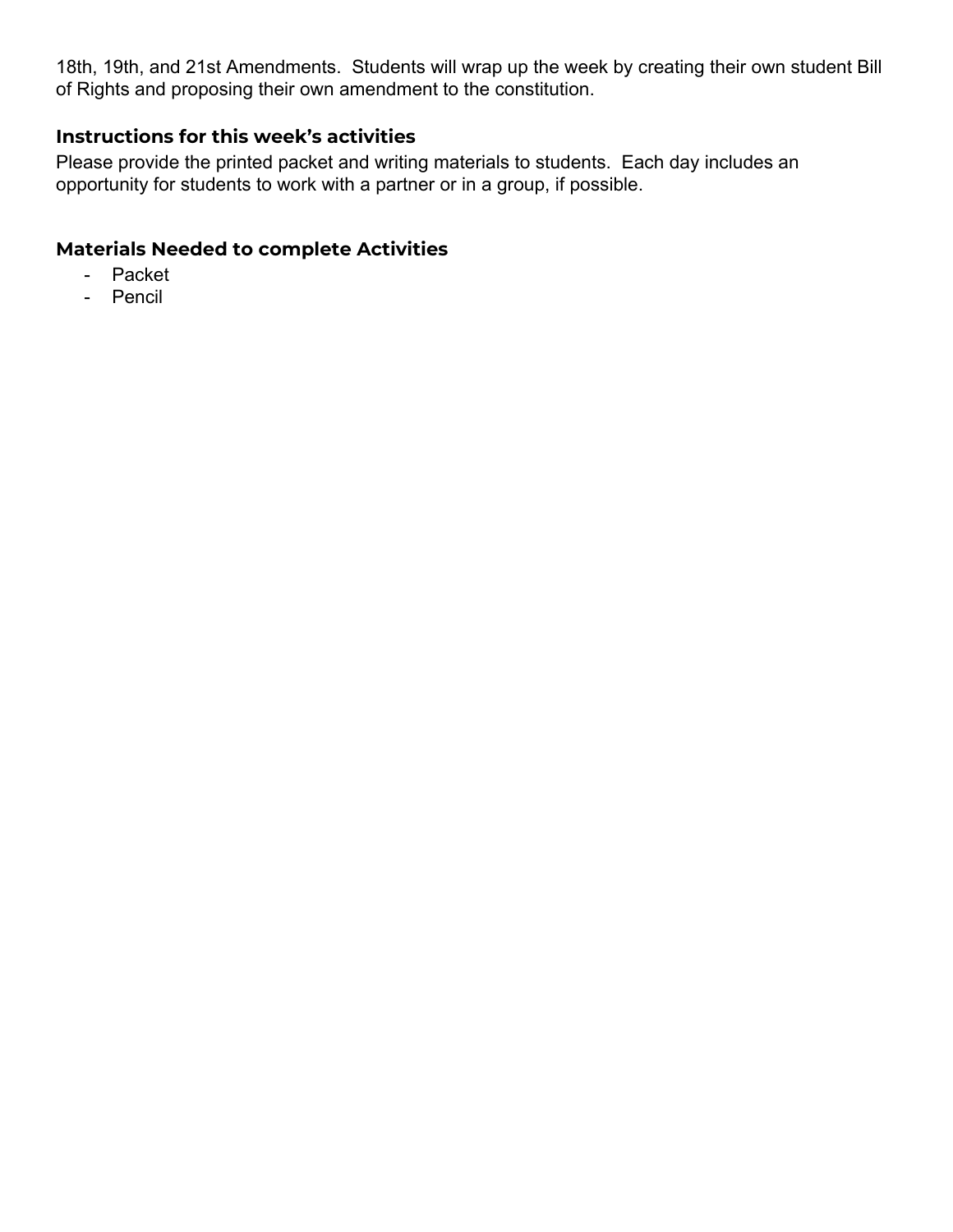18th, 19th, and 21st Amendments. Students will wrap up the week by creating their own student Bill of Rights and proposing their own amendment to the constitution.

### Instructions for this week's activities

Please provide the printed packet and writing materials to students. Each day includes an opportunity for students to work with a partner or in a group, if possible.

### Materials Needed to complete Activities

- Packet
- Pencil